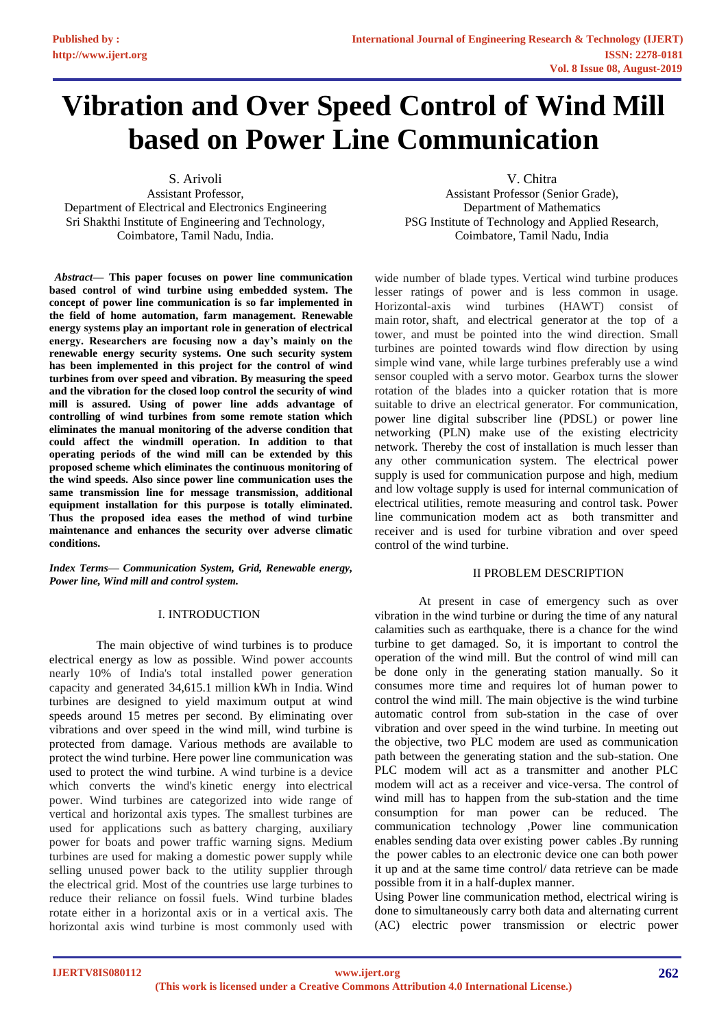# Vibration and Over Speed Control of Wind Mill based on Power Line Communication

S. Arivoli
Assistant Professor,
Department of Electrical and Electronics Engineering
Sri Shakthi Institute of Engineering and Technology,
Coimbatore, Tamil Nadu, India.

V. Chitra
Assistant Professor (Senior Grade),
Department of Mathematics
PSG Institute of Technology and Applied Research,
Coimbatore, Tamil Nadu, India

***Abstract*— This paper focuses on power line communication based control of wind turbine using embedded system. The concept of power line communication is so far implemented in the field of home automation, farm management. Renewable energy systems play an important role in generation of electrical energy. Researchers are focusing now a day's mainly on the renewable energy security systems. One such security system has been implemented in this project for the control of wind turbines from over speed and vibration. By measuring the speed and the vibration for the closed loop control the security of wind mill is assured. Using of power line adds advantage of controlling of wind turbines from some remote station which eliminates the manual monitoring of the adverse condition that could affect the windmill operation. In addition to that operating periods of the wind mill can be extended by this proposed scheme which eliminates the continuous monitoring of the wind speeds. Also since power line communication uses the same transmission line for message transmission, additional equipment installation for this purpose is totally eliminated. Thus the proposed idea eases the method of wind turbine maintenance and enhances the security over adverse climatic conditions.**

***Index Terms*— *Communication System, Grid, Renewable energy, Power line, Wind mill and control system.***

## I. INTRODUCTION

The main objective of wind turbines is to produce electrical energy as low as possible. Wind power accounts nearly 10% of India's total installed power generation capacity and generated 34,615.1 million kWh in India. Wind turbines are designed to yield maximum output at wind speeds around 15 metres per second. By eliminating over vibrations and over speed in the wind mill, wind turbine is protected from damage. Various methods are available to protect the wind turbine. Here power line communication was used to protect the wind turbine. A wind turbine is a device which converts the wind's kinetic energy into electrical power. Wind turbines are categorized into wide range of vertical and horizontal axis types. The smallest turbines are used for applications such as battery charging, auxiliary power for boats and power traffic warning signs. Medium turbines are used for making a domestic power supply while selling unused power back to the utility supplier through the electrical grid. Most of the countries use large turbines to reduce their reliance on fossil fuels. Wind turbine blades rotate either in a horizontal axis or in a vertical axis. The horizontal axis wind turbine is most commonly used with wide number of blade types. Vertical wind turbine produces lesser ratings of power and is less common in usage. Horizontal-axis wind turbines (HAWT) consist of main rotor, shaft, and electrical generator at the top of a tower, and must be pointed into the wind direction. Small turbines are pointed towards wind flow direction by using simple wind vane, while large turbines preferably use a wind sensor coupled with a servo motor. Gearbox turns the slower rotation of the blades into a quicker rotation that is more suitable to drive an electrical generator. For communication, power line digital subscriber line (PDSL) or power line networking (PLN) make use of the existing electricity network. Thereby the cost of installation is much lesser than any other communication system. The electrical power supply is used for communication purpose and high, medium and low voltage supply is used for internal communication of electrical utilities, remote measuring and control task. Power line communication modem act as both transmitter and receiver and is used for turbine vibration and over speed control of the wind turbine.

## II PROBLEM DESCRIPTION

At present in case of emergency such as over vibration in the wind turbine or during the time of any natural calamities such as earthquake, there is a chance for the wind turbine to get damaged. So, it is important to control the operation of the wind mill. But the control of wind mill can be done only in the generating station manually. So it consumes more time and requires lot of human power to control the wind mill. The main objective is the wind turbine automatic control from sub-station in the case of over vibration and over speed in the wind turbine. In meeting out the objective, two PLC modem are used as communication path between the generating station and the sub-station. One PLC modem will act as a transmitter and another PLC modem will act as a receiver and vice-versa. The control of wind mill has to happen from the sub-station and the time consumption for man power can be reduced. The communication technology ,Power line communication enables sending data over existing power cables .By running the power cables to an electronic device one can both power it up and at the same time control/ data retrieve can be made possible from it in a half-duplex manner.

Using Power line communication method, electrical wiring is done to simultaneously carry both data and alternating current (AC) electric power transmission or electric power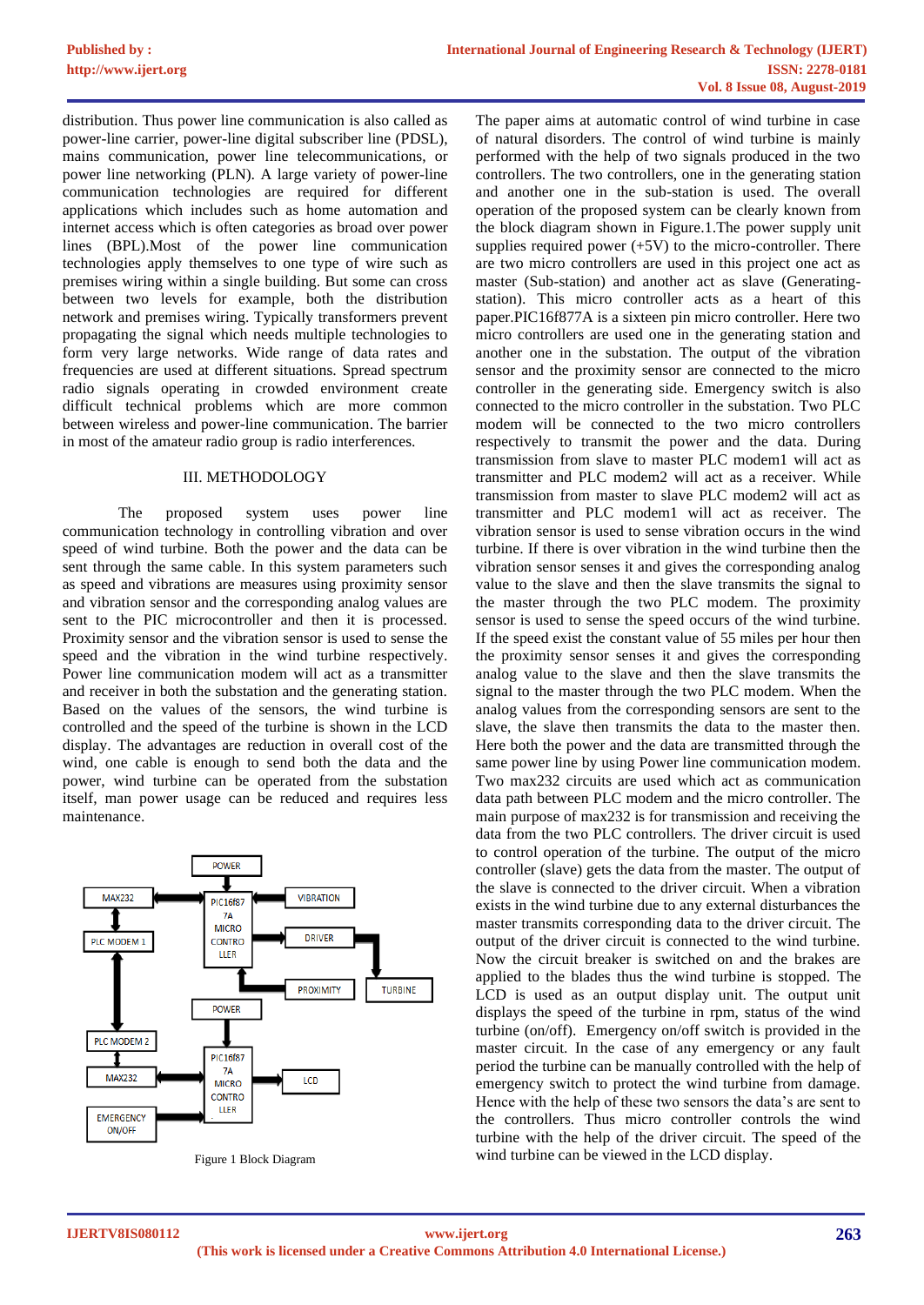distribution. Thus power line communication is also called as power-line carrier, power-line digital subscriber line (PDSL), mains communication, power line telecommunications, or power line networking (PLN). A large variety of power-line communication technologies are required for different applications which includes such as home automation and internet access which is often categories as broad over power lines (BPL).Most of the power line communication technologies apply themselves to one type of wire such as premises wiring within a single building. But some can cross between two levels for example, both the distribution network and premises wiring. Typically transformers prevent propagating the signal which needs multiple technologies to form very large networks. Wide range of data rates and frequencies are used at different situations. Spread spectrum radio signals operating in crowded environment create difficult technical problems which are more common between wireless and power-line communication. The barrier in most of the amateur radio group is radio interferences.

## III. METHODOLOGY

The proposed system uses power line communication technology in controlling vibration and over speed of wind turbine. Both the power and the data can be sent through the same cable. In this system parameters such as speed and vibrations are measures using proximity sensor and vibration sensor and the corresponding analog values are sent to the PIC microcontroller and then it is processed. Proximity sensor and the vibration sensor is used to sense the speed and the vibration in the wind turbine respectively. Power line communication modem will act as a transmitter and receiver in both the substation and the generating station. Based on the values of the sensors, the wind turbine is controlled and the speed of the turbine is shown in the LCD display. The advantages are reduction in overall cost of the wind, one cable is enough to send both the data and the power, wind turbine can be operated from the substation itself, man power usage can be reduced and requires less maintenance.

Figure 1 Block Diagram

The paper aims at automatic control of wind turbine in case of natural disorders. The control of wind turbine is mainly performed with the help of two signals produced in the two controllers. The two controllers, one in the generating station and another one in the sub-station is used. The overall operation of the proposed system can be clearly known from the block diagram shown in Figure.1.The power supply unit supplies required power (+5V) to the micro-controller. There are two micro controllers are used in this project one act as master (Sub-station) and another act as slave (Generating-station). This micro controller acts as a heart of this paper.PIC16f877A is a sixteen pin micro controller. Here two micro controllers are used one in the generating station and another one in the substation. The output of the vibration sensor and the proximity sensor are connected to the micro controller in the generating side. Emergency switch is also connected to the micro controller in the substation. Two PLC modem will be connected to the two micro controllers respectively to transmit the power and the data. During transmission from slave to master PLC modem1 will act as transmitter and PLC modem2 will act as a receiver. While transmission from master to slave PLC modem2 will act as transmitter and PLC modem1 will act as receiver. The vibration sensor is used to sense vibration occurs in the wind turbine. If there is over vibration in the wind turbine then the vibration sensor senses it and gives the corresponding analog value to the slave and then the slave transmits the signal to the master through the two PLC modem. The proximity sensor is used to sense the speed occurs of the wind turbine. If the speed exist the constant value of 55 miles per hour then the proximity sensor senses it and gives the corresponding analog value to the slave and then the slave transmits the signal to the master through the two PLC modem. When the analog values from the corresponding sensors are sent to the slave, the slave then transmits the data to the master then. Here both the power and the data are transmitted through the same power line by using Power line communication modem. Two max232 circuits are used which act as communication data path between PLC modem and the micro controller. The main purpose of max232 is for transmission and receiving the data from the two PLC controllers. The driver circuit is used to control operation of the turbine. The output of the micro controller (slave) gets the data from the master. The output of the slave is connected to the driver circuit. When a vibration exists in the wind turbine due to any external disturbances the master transmits corresponding data to the driver circuit. The output of the driver circuit is connected to the wind turbine. Now the circuit breaker is switched on and the brakes are applied to the blades thus the wind turbine is stopped. The LCD is used as an output display unit. The output unit displays the speed of the turbine in rpm, status of the wind turbine (on/off). Emergency on/off switch is provided in the master circuit. In the case of any emergency or any fault period the turbine can be manually controlled with the help of emergency switch to protect the wind turbine from damage. Hence with the help of these two sensors the data's are sent to the controllers. Thus micro controller controls the wind turbine with the help of the driver circuit. The speed of the wind turbine can be viewed in the LCD display.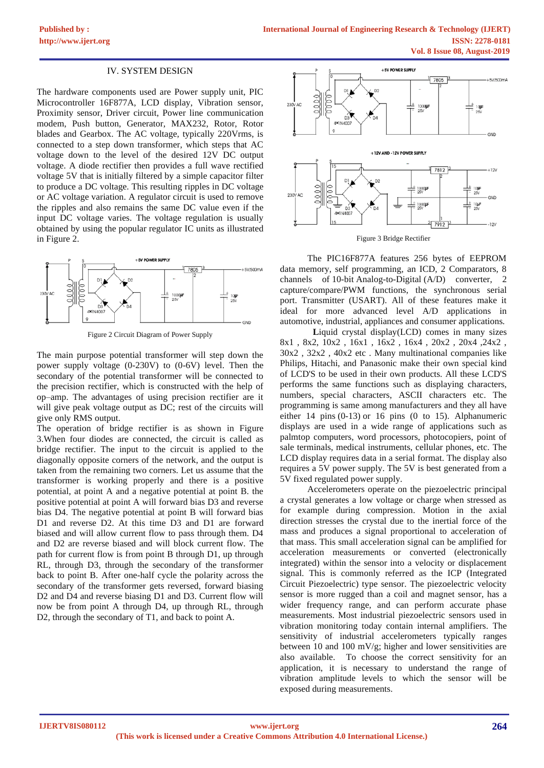## IV. SYSTEM DESIGN

The hardware components used are Power supply unit, PIC Microcontroller 16F877A, LCD display, Vibration sensor, Proximity sensor, Driver circuit, Power line communication modem, Push button, Generator, MAX232, Rotor, Rotor blades and Gearbox. The AC voltage, typically 220Vrms, is connected to a step down transformer, which steps that AC voltage down to the level of the desired 12V DC output voltage. A diode rectifier then provides a full wave rectified voltage 5V that is initially filtered by a simple capacitor filter to produce a DC voltage. This resulting ripples in DC voltage or AC voltage variation. A regulator circuit is used to remove the ripples and also remains the same DC value even if the input DC voltage varies. The voltage regulation is usually obtained by using the popular regulator IC units as illustrated in Figure 2.

Figure 2 Circuit Diagram of Power Supply

The main purpose potential transformer will step down the power supply voltage (0-230V) to (0-6V) level. Then the secondary of the potential transformer will be connected to the precision rectifier, which is constructed with the help of op–amp. The advantages of using precision rectifier are it will give peak voltage output as DC; rest of the circuits will give only RMS output.

The operation of bridge rectifier is as shown in Figure 3.When four diodes are connected, the circuit is called as bridge rectifier. The input to the circuit is applied to the diagonally opposite corners of the network, and the output is taken from the remaining two corners. Let us assume that the transformer is working properly and there is a positive potential, at point A and a negative potential at point B. the positive potential at point A will forward bias D3 and reverse bias D4. The negative potential at point B will forward bias D1 and reverse D2. At this time D3 and D1 are forward biased and will allow current flow to pass through them. D4 and D2 are reverse biased and will block current flow. The path for current flow is from point B through D1, up through RL, through D3, through the secondary of the transformer back to point B. After one-half cycle the polarity across the secondary of the transformer gets reversed, forward biasing D2 and D4 and reverse biasing D1 and D3. Current flow will now be from point A through D4, up through RL, through D2, through the secondary of T1, and back to point A.

Figure 3 Bridge Rectifier

The PIC16F877A features 256 bytes of EEPROM data memory, self programming, an ICD, 2 Comparators, 8 channels of 10-bit Analog-to-Digital (A/D) converter, 2 capture/compare/PWM functions, the synchronous serial port. Transmitter (USART). All of these features make it ideal for more advanced level A/D applications in automotive, industrial, appliances and consumer applications.

**L**iquid crystal display(LCD) comes in many sizes 8x1 , 8x2, 10x2 , 16x1 , 16x2 , 16x4 , 20x2 , 20x4 ,24x2 , 30x2 , 32x2 , 40x2 etc . Many multinational companies like Philips, Hitachi, and Panasonic make their own special kind of LCD'S to be used in their own products. All these LCD'S performs the same functions such as displaying characters, numbers, special characters, ASCII characters etc. The programming is same among manufacturers and they all have either 14 pins (0-13) or 16 pins (0 to 15). Alphanumeric displays are used in a wide range of applications such as palmtop computers, word processors, photocopiers, point of sale terminals, medical instruments, cellular phones, etc. The LCD display requires data in a serial format. The display also requires a 5V power supply. The 5V is best generated from a 5V fixed regulated power supply.

Accelerometers operate on the piezoelectric principal a crystal generates a low voltage or charge when stressed as for example during compression. Motion in the axial direction stresses the crystal due to the inertial force of the mass and produces a signal proportional to acceleration of that mass. This small acceleration signal can be amplified for acceleration measurements or converted (electronically integrated) within the sensor into a velocity or displacement signal. This is commonly referred as the ICP (Integrated Circuit Piezoelectric) type sensor. The piezoelectric velocity sensor is more rugged than a coil and magnet sensor, has a wider frequency range, and can perform accurate phase measurements. Most industrial piezoelectric sensors used in vibration monitoring today contain internal amplifiers. The sensitivity of industrial accelerometers typically ranges between 10 and 100 mV/g; higher and lower sensitivities are also available. To choose the correct sensitivity for an application, it is necessary to understand the range of vibration amplitude levels to which the sensor will be exposed during measurements.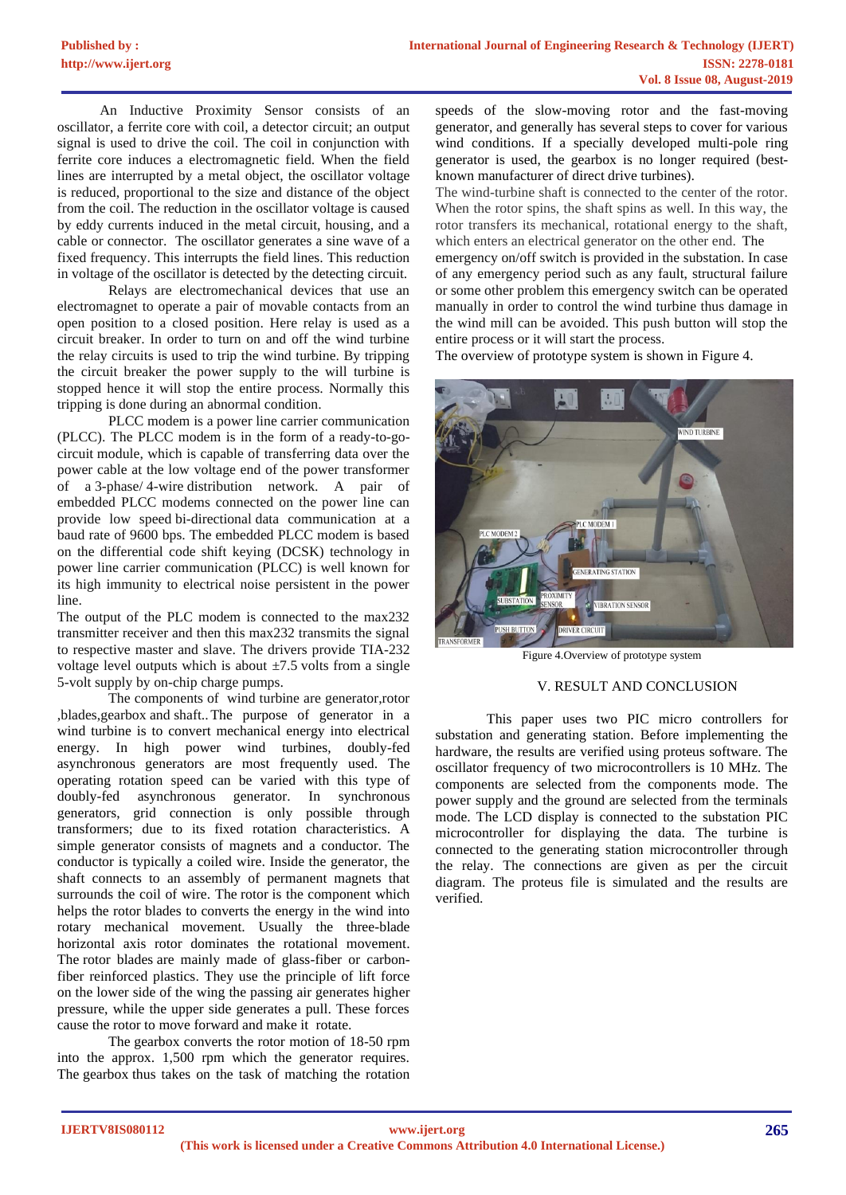An Inductive Proximity Sensor consists of an oscillator, a ferrite core with coil, a detector circuit; an output signal is used to drive the coil. The coil in conjunction with ferrite core induces a electromagnetic field. When the field lines are interrupted by a metal object, the oscillator voltage is reduced, proportional to the size and distance of the object from the coil. The reduction in the oscillator voltage is caused by eddy currents induced in the metal circuit, housing, and a cable or connector. The oscillator generates a sine wave of a fixed frequency. This interrupts the field lines. This reduction in voltage of the oscillator is detected by the detecting circuit.

Relays are electromechanical devices that use an electromagnet to operate a pair of movable contacts from an open position to a closed position. Here relay is used as a circuit breaker. In order to turn on and off the wind turbine the relay circuits is used to trip the wind turbine. By tripping the circuit breaker the power supply to the will turbine is stopped hence it will stop the entire process. Normally this tripping is done during an abnormal condition.

PLCC modem is a power line carrier communication (PLCC). The PLCC modem is in the form of a ready-to-go-circuit module, which is capable of transferring data over the power cable at the low voltage end of the power transformer of a 3-phase/ 4-wire distribution network. A pair of embedded PLCC modems connected on the power line can provide low speed bi-directional data communication at a baud rate of 9600 bps. The embedded PLCC modem is based on the differential code shift keying (DCSK) technology in power line carrier communication (PLCC) is well known for its high immunity to electrical noise persistent in the power line.

The output of the PLC modem is connected to the max232 transmitter receiver and then this max232 transmits the signal to respective master and slave. The drivers provide TIA-232 voltage level outputs which is about ±7.5 volts from a single 5-volt supply by on-chip charge pumps.

The components of wind turbine are generator,rotor ,blades,gearbox and shaft.. The purpose of generator in a wind turbine is to convert mechanical energy into electrical energy. In high power wind turbines, doubly-fed asynchronous generators are most frequently used. The operating rotation speed can be varied with this type of doubly-fed asynchronous generator. In synchronous generators, grid connection is only possible through transformers; due to its fixed rotation characteristics. A simple generator consists of magnets and a conductor. The conductor is typically a coiled wire. Inside the generator, the shaft connects to an assembly of permanent magnets that surrounds the coil of wire. The rotor is the component which helps the rotor blades to converts the energy in the wind into rotary mechanical movement. Usually the three-blade horizontal axis rotor dominates the rotational movement. The rotor blades are mainly made of glass-fiber or carbon-fiber reinforced plastics. They use the principle of lift force on the lower side of the wing the passing air generates higher pressure, while the upper side generates a pull. These forces cause the rotor to move forward and make it rotate.

The gearbox converts the rotor motion of 18-50 rpm into the approx. 1,500 rpm which the generator requires. The gearbox thus takes on the task of matching the rotation speeds of the slow-moving rotor and the fast-moving generator, and generally has several steps to cover for various wind conditions. If a specially developed multi-pole ring generator is used, the gearbox is no longer required (best-known manufacturer of direct drive turbines).

The wind-turbine shaft is connected to the center of the rotor. When the rotor spins, the shaft spins as well. In this way, the rotor transfers its mechanical, rotational energy to the shaft, which enters an electrical generator on the other end. The emergency on/off switch is provided in the substation. In case of any emergency period such as any fault, structural failure or some other problem this emergency switch can be operated manually in order to control the wind turbine thus damage in the wind mill can be avoided. This push button will stop the entire process or it will start the process.

The overview of prototype system is shown in Figure 4.

Figure 4.Overview of prototype system

## V. RESULT AND CONCLUSION

This paper uses two PIC micro controllers for substation and generating station. Before implementing the hardware, the results are verified using proteus software. The oscillator frequency of two microcontrollers is 10 MHz. The components are selected from the components mode. The power supply and the ground are selected from the terminals mode. The LCD display is connected to the substation PIC microcontroller for displaying the data. The turbine is connected to the generating station microcontroller through the relay. The connections are given as per the circuit diagram. The proteus file is simulated and the results are verified.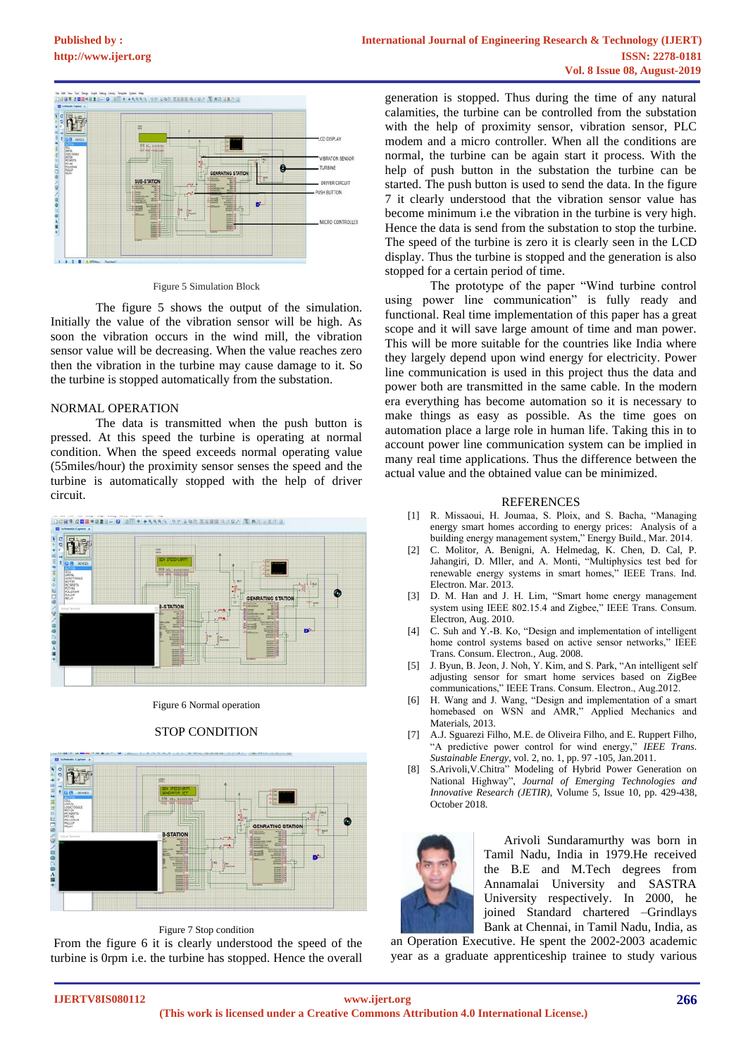Figure 5 Simulation Block

The figure 5 shows the output of the simulation. Initially the value of the vibration sensor will be high. As soon the vibration occurs in the wind mill, the vibration sensor value will be decreasing. When the value reaches zero then the vibration in the turbine may cause damage to it. So the turbine is stopped automatically from the substation.

## NORMAL OPERATION

The data is transmitted when the push button is pressed. At this speed the turbine is operating at normal condition. When the speed exceeds normal operating value (55miles/hour) the proximity sensor senses the speed and the turbine is automatically stopped with the help of driver circuit.

Figure 6 Normal operation

## STOP CONDITION

Figure 7 Stop condition

From the figure 6 it is clearly understood the speed of the turbine is 0rpm i.e. the turbine has stopped. Hence the overall generation is stopped. Thus during the time of any natural calamities, the turbine can be controlled from the substation with the help of proximity sensor, vibration sensor, PLC modem and a micro controller. When all the conditions are normal, the turbine can be again start it process. With the help of push button in the substation the turbine can be started. The push button is used to send the data. In the figure 7 it clearly understood that the vibration sensor value has become minimum i.e the vibration in the turbine is very high. Hence the data is send from the substation to stop the turbine. The speed of the turbine is zero it is clearly seen in the LCD display. Thus the turbine is stopped and the generation is also stopped for a certain period of time.

The prototype of the paper "Wind turbine control using power line communication" is fully ready and functional. Real time implementation of this paper has a great scope and it will save large amount of time and man power. This will be more suitable for the countries like India where they largely depend upon wind energy for electricity. Power line communication is used in this project thus the data and power both are transmitted in the same cable. In the modern era everything has become automation so it is necessary to make things as easy as possible. As the time goes on automation place a large role in human life. Taking this in to account power line communication system can be implied in many real time applications. Thus the difference between the actual value and the obtained value can be minimized.

## REFERENCES

[1] R. Missaoui, H. Joumaa, S. Ploix, and S. Bacha, "Managing energy smart homes according to energy prices: Analysis of a building energy management system," Energy Build., Mar. 2014.

[2] C. Molitor, A. Benigni, A. Helmedag, K. Chen, D. Cal, P. Jahangiri, D. Mller, and A. Monti, "Multiphysics test bed for renewable energy systems in smart homes," IEEE Trans. Ind. Electron. Mar. 2013.

[3] D. M. Han and J. H. Lim, "Smart home energy management system using IEEE 802.15.4 and Zigbee," IEEE Trans. Consum. Electron, Aug. 2010.

[4] C. Suh and Y.-B. Ko, "Design and implementation of intelligent home control systems based on active sensor networks," IEEE Trans. Consum. Electron., Aug. 2008.

[5] J. Byun, B. Jeon, J. Noh, Y. Kim, and S. Park, "An intelligent self adjusting sensor for smart home services based on ZigBee communications," IEEE Trans. Consum. Electron., Aug.2012.

[6] H. Wang and J. Wang, "Design and implementation of a smart homebased on WSN and AMR," Applied Mechanics and Materials, 2013.

[7] A.J. Sguarezi Filho, M.E. de Oliveira Filho, and E. Ruppert Filho, "A predictive power control for wind energy," *IEEE Trans. Sustainable Energy*, vol. 2, no. 1, pp. 97 -105, Jan.2011.

[8] S.Arivoli,V.Chitra" Modeling of Hybrid Power Generation on National Highway", *Journal of Emerging Technologies and Innovative Research (JETIR)*, Volume 5, Issue 10, pp. 429-438, October 2018.

Arivoli Sundaramurthy was born in Tamil Nadu, India in 1979.He received the B.E and M.Tech degrees from Annamalai University and SASTRA University respectively. In 2000, he joined Standard chartered –Grindlays Bank at Chennai, in Tamil Nadu, India, as an Operation Executive. He spent the 2002-2003 academic year as a graduate apprenticeship trainee to study various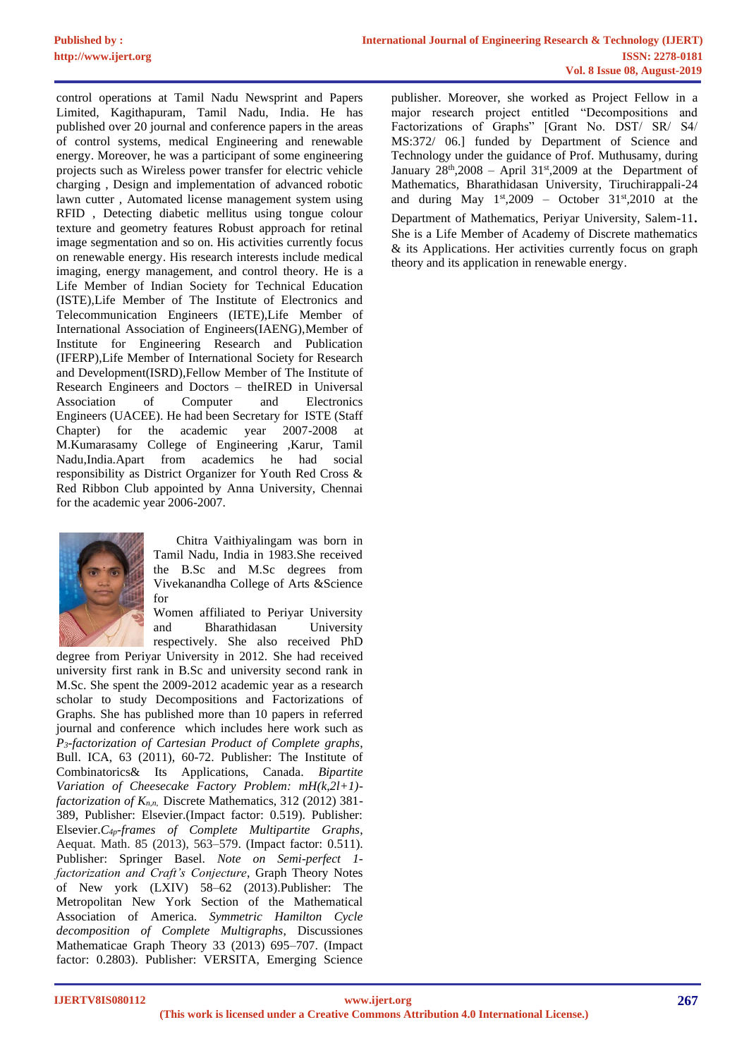control operations at Tamil Nadu Newsprint and Papers Limited, Kagithapuram, Tamil Nadu, India. He has published over 20 journal and conference papers in the areas of control systems, medical Engineering and renewable energy. Moreover, he was a participant of some engineering projects such as Wireless power transfer for electric vehicle charging , Design and implementation of advanced robotic lawn cutter , Automated license management system using RFID , Detecting diabetic mellitus using tongue colour texture and geometry features Robust approach for retinal image segmentation and so on. His activities currently focus on renewable energy. His research interests include medical imaging, energy management, and control theory. He is a Life Member of Indian Society for Technical Education (ISTE),Life Member of The Institute of Electronics and Telecommunication Engineers (IETE),Life Member of International Association of Engineers(IAENG),Member of Institute for Engineering Research and Publication (IFERP),Life Member of International Society for Research and Development(ISRD),Fellow Member of The Institute of Research Engineers and Doctors – theIRED in Universal Association of Computer and Electronics Engineers (UACEE). He had been Secretary for ISTE (Staff Chapter) for the academic year 2007-2008 at M.Kumarasamy College of Engineering ,Karur, Tamil Nadu,India.Apart from academics he had social responsibility as District Organizer for Youth Red Cross & Red Ribbon Club appointed by Anna University, Chennai for the academic year 2006-2007.

Chitra Vaithiyalingam was born in Tamil Nadu, India in 1983.She received the B.Sc and M.Sc degrees from Vivekanandha College of Arts &Science for Women affiliated to Periyar University and Bharathidasan University respectively. She also received PhD degree from Periyar University in 2012. She had received university first rank in B.Sc and university second rank in M.Sc. She spent the 2009-2012 academic year as a research scholar to study Decompositions and Factorizations of Graphs. She has published more than 10 papers in referred journal and conference which includes here work such as *$P_3$-factorization of Cartesian Product of Complete graphs*, Bull. ICA, 63 (2011), 60-72. Publisher: The Institute of Combinatorics& Its Applications, Canada. *Bipartite Variation of Cheesecake Factory Problem: $mH(k,2l+1)$-factorization of $K_{n,n}$,* Discrete Mathematics, 312 (2012) 381-389, Publisher: Elsevier.(Impact factor: 0.519). Publisher: Elsevier.*$C_{4p}$-frames of Complete Multipartite Graphs*, Aequat. Math. 85 (2013), 563–579. (Impact factor: 0.511). Publisher: Springer Basel. *Note on Semi-perfect 1-factorization and Craft's Conjecture*, Graph Theory Notes of New york (LXIV) 58–62 (2013).Publisher: The Metropolitan New York Section of the Mathematical Association of America. *Symmetric Hamilton Cycle decomposition of Complete Multigraphs*, Discussiones Mathematicae Graph Theory 33 (2013) 695–707. (Impact factor: 0.2803). Publisher: VERSITA, Emerging Science publisher. Moreover, she worked as Project Fellow in a major research project entitled "Decompositions and Factorizations of Graphs" [Grant No. DST/ SR/ S4/ MS:372/ 06.] funded by Department of Science and Technology under the guidance of Prof. Muthusamy, during January 28th,2008 – April 31st,2009 at the Department of Mathematics, Bharathidasan University, Tiruchirappali-24 and during May 1st,2009 – October 31st,2010 at the Department of Mathematics, Periyar University, Salem-11. She is a Life Member of Academy of Discrete mathematics & its Applications. Her activities currently focus on graph theory and its application in renewable energy.